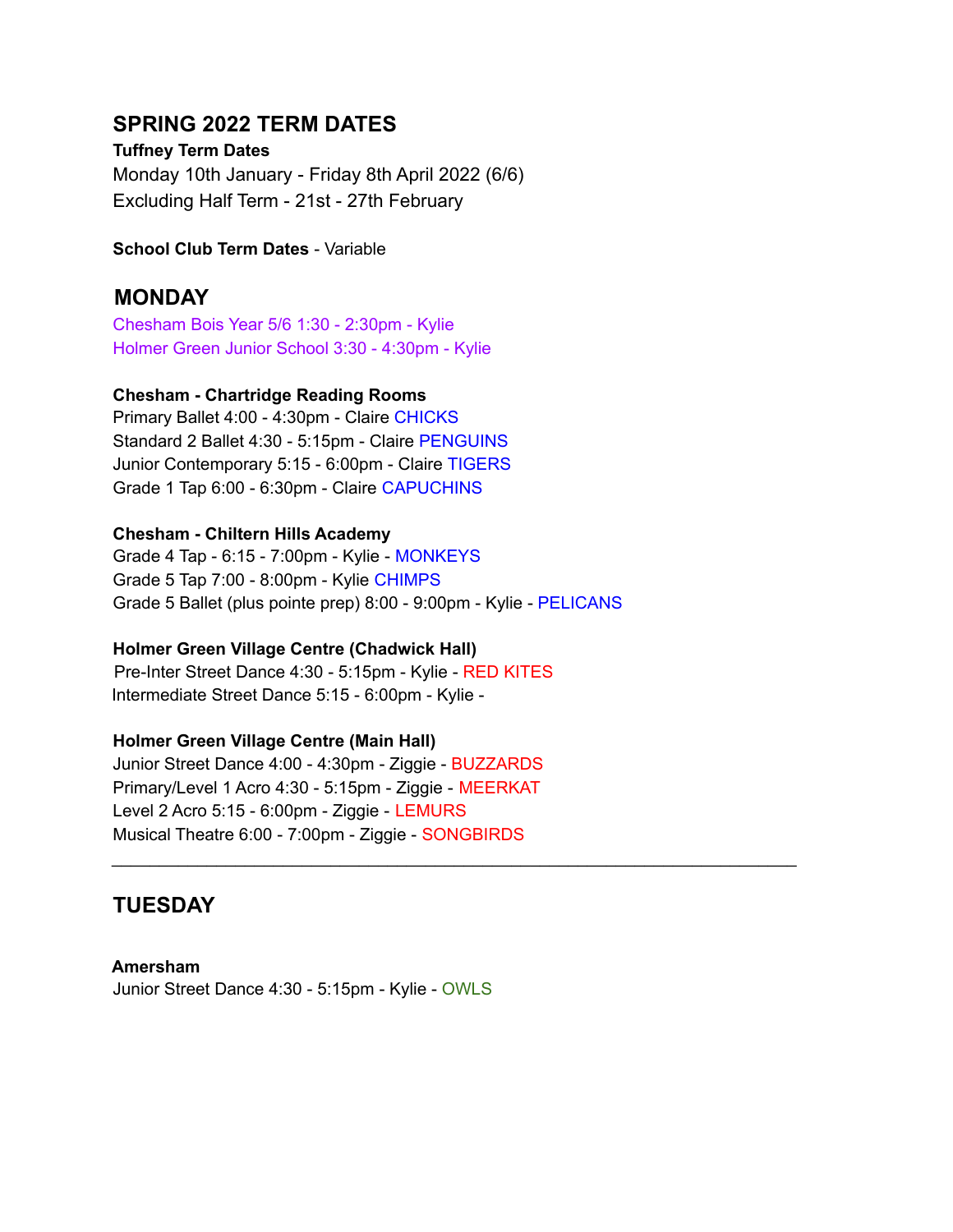## SPRING 2022 TERM DATES

**Tuffney Term Dates**

Monday 10th January - Friday 8th April 2022 (6/6)

Excluding Half Term - 21st - 27th February

**School Club Term Dates** - Variable

## MONDAY

Chesham Bois Year 5/6 1:30 - 2:30pm - Kylie

Holmer Green Junior School 3:30 - 4:30pm - Kylie

**Chesham - Chartridge Reading Rooms**

Primary Ballet 4:00 - 4:30pm - Claire CHICKS

Standard 2 Ballet 4:30 - 5:15pm - Claire PENGUINS

Junior Contemporary 5:15 - 6:00pm - Claire TIGERS

Grade 1 Tap 6:00 - 6:30pm - Claire CAPUCHINS

**Chesham - Chiltern Hills Academy**

Grade 4 Tap - 6:15 - 7:00pm - Kylie - MONKEYS

Grade 5 Tap 7:00 - 8:00pm - Kylie CHIMPS

Grade 5 Ballet (plus pointe prep) 8:00 - 9:00pm - Kylie - PELICANS

**Holmer Green Village Centre (Chadwick Hall)**

Pre-Inter Street Dance 4:30 - 5:15pm - Kylie - RED KITES

Intermediate Street Dance 5:15 - 6:00pm - Kylie -

**Holmer Green Village Centre (Main Hall)**

Junior Street Dance 4:00 - 4:30pm - Ziggie - BUZZARDS

Primary/Level 1 Acro 4:30 - 5:15pm - Ziggie - MEERKAT

Level 2 Acro 5:15 - 6:00pm - Ziggie - LEMURS

Musical Theatre 6:00 - 7:00pm - Ziggie - SONGBIRDS

---

## TUESDAY

**Amersham**

Junior Street Dance 4:30 - 5:15pm - Kylie - OWLS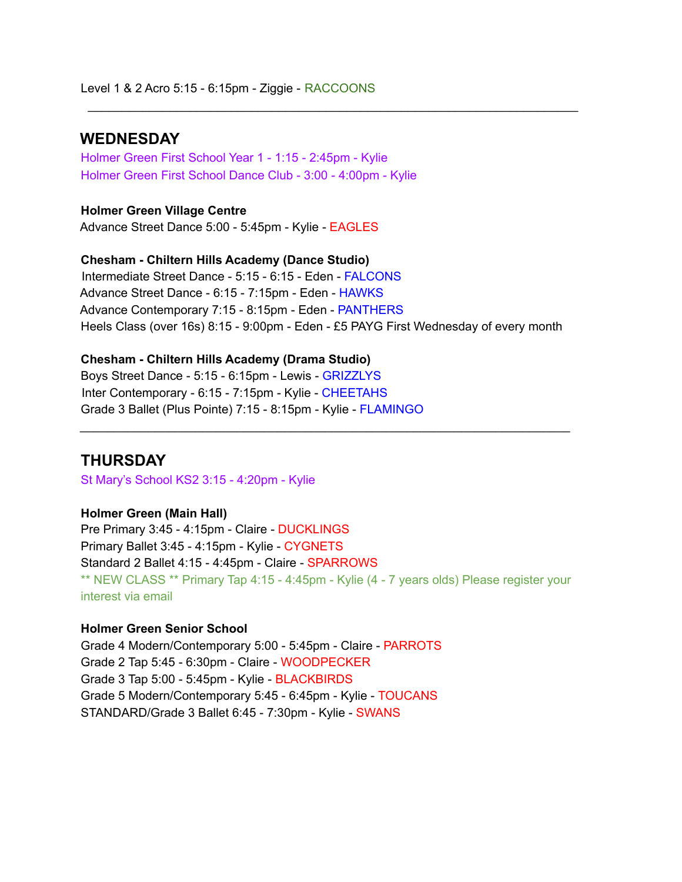Level 1 & 2 Acro 5:15 - 6:15pm - Ziggie - RACCOONS

---

## WEDNESDAY

Holmer Green First School Year 1 - 1:15 - 2:45pm - Kylie
Holmer Green First School Dance Club - 3:00 - 4:00pm - Kylie

**Holmer Green Village Centre**
Advance Street Dance 5:00 - 5:45pm - Kylie - EAGLES

**Chesham - Chiltern Hills Academy (Dance Studio)**
Intermediate Street Dance - 5:15 - 6:15 - Eden - FALCONS
Advance Street Dance - 6:15 - 7:15pm - Eden - HAWKS
Advance Contemporary 7:15 - 8:15pm - Eden - PANTHERS
Heels Class (over 16s) 8:15 - 9:00pm - Eden - £5 PAYG First Wednesday of every month

**Chesham - Chiltern Hills Academy (Drama Studio)**
Boys Street Dance - 5:15 - 6:15pm - Lewis - GRIZZLYS
Inter Contemporary - 6:15 - 7:15pm - Kylie - CHEETAHS
Grade 3 Ballet (Plus Pointe) 7:15 - 8:15pm - Kylie - FLAMINGO

---

## THURSDAY

St Mary's School KS2 3:15 - 4:20pm - Kylie

**Holmer Green (Main Hall)**
Pre Primary 3:45 - 4:15pm - Claire - DUCKLINGS
Primary Ballet 3:45 - 4:15pm - Kylie - CYGNETS
Standard 2 Ballet 4:15 - 4:45pm - Claire - SPARROWS
** NEW CLASS ** Primary Tap 4:15 - 4:45pm - Kylie (4 - 7 years olds) Please register your interest via email

**Holmer Green Senior School**
Grade 4 Modern/Contemporary 5:00 - 5:45pm - Claire - PARROTS
Grade 2 Tap 5:45 - 6:30pm - Claire - WOODPECKER
Grade 3 Tap 5:00 - 5:45pm - Kylie - BLACKBIRDS
Grade 5 Modern/Contemporary 5:45 - 6:45pm - Kylie - TOUCANS
STANDARD/Grade 3 Ballet 6:45 - 7:30pm - Kylie - SWANS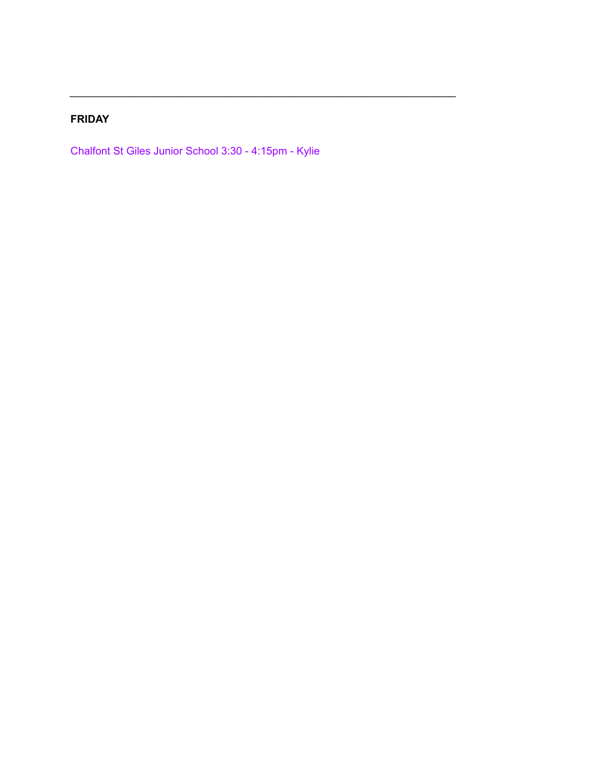---

**FRIDAY**

Chalfont St Giles Junior School 3:30 - 4:15pm - Kylie